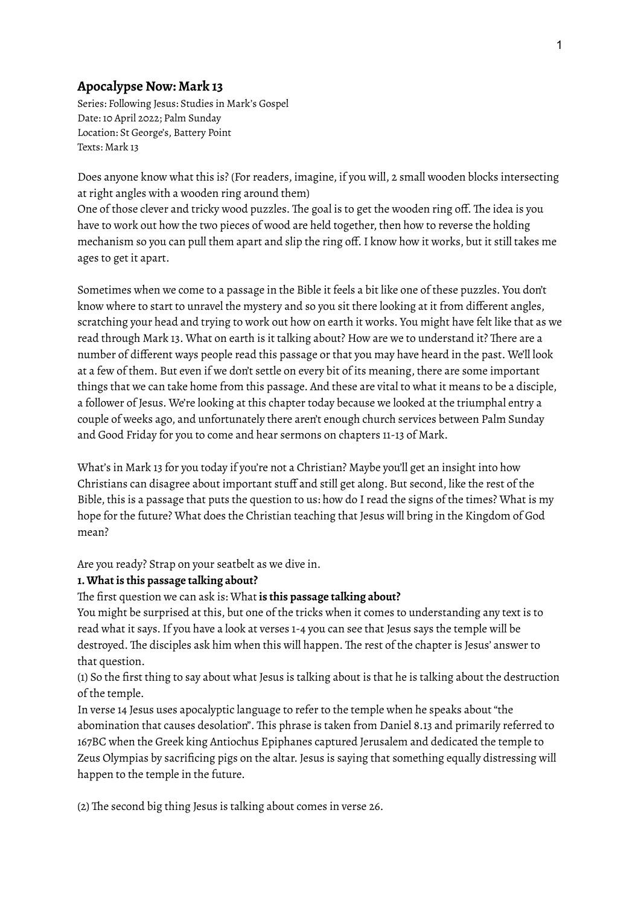## Apocalypse Now: Mark 13

Series: Following Jesus: Studies in Mark's Gospel
Date: 10 April 2022; Palm Sunday
Location: St George's, Battery Point
Texts: Mark 13

Does anyone know what this is? (For readers, imagine, if you will, 2 small wooden blocks intersecting at right angles with a wooden ring around them)
One of those clever and tricky wood puzzles. The goal is to get the wooden ring off. The idea is you have to work out how the two pieces of wood are held together, then how to reverse the holding mechanism so you can pull them apart and slip the ring off. I know how it works, but it still takes me ages to get it apart.

Sometimes when we come to a passage in the Bible it feels a bit like one of these puzzles. You don't know where to start to unravel the mystery and so you sit there looking at it from different angles, scratching your head and trying to work out how on earth it works. You might have felt like that as we read through Mark 13. What on earth is it talking about? How are we to understand it? There are a number of different ways people read this passage or that you may have heard in the past. We'll look at a few of them. But even if we don't settle on every bit of its meaning, there are some important things that we can take home from this passage. And these are vital to what it means to be a disciple, a follower of Jesus. We're looking at this chapter today because we looked at the triumphal entry a couple of weeks ago, and unfortunately there aren't enough church services between Palm Sunday and Good Friday for you to come and hear sermons on chapters 11-13 of Mark.

What's in Mark 13 for you today if you're not a Christian? Maybe you'll get an insight into how Christians can disagree about important stuff and still get along. But second, like the rest of the Bible, this is a passage that puts the question to us: how do I read the signs of the times? What is my hope for the future? What does the Christian teaching that Jesus will bring in the Kingdom of God mean?

Are you ready? Strap on your seatbelt as we dive in.

**1. What is this passage talking about?**

The first question we can ask is: What **is this passage talking about?**

You might be surprised at this, but one of the tricks when it comes to understanding any text is to read what it says. If you have a look at verses 1-4 you can see that Jesus says the temple will be destroyed. The disciples ask him when this will happen. The rest of the chapter is Jesus' answer to that question.

(1) So the first thing to say about what Jesus is talking about is that he is talking about the destruction of the temple.

In verse 14 Jesus uses apocalyptic language to refer to the temple when he speaks about "the abomination that causes desolation". This phrase is taken from Daniel 8.13 and primarily referred to 167BC when the Greek king Antiochus Epiphanes captured Jerusalem and dedicated the temple to Zeus Olympias by sacrificing pigs on the altar. Jesus is saying that something equally distressing will happen to the temple in the future.

(2) The second big thing Jesus is talking about comes in verse 26.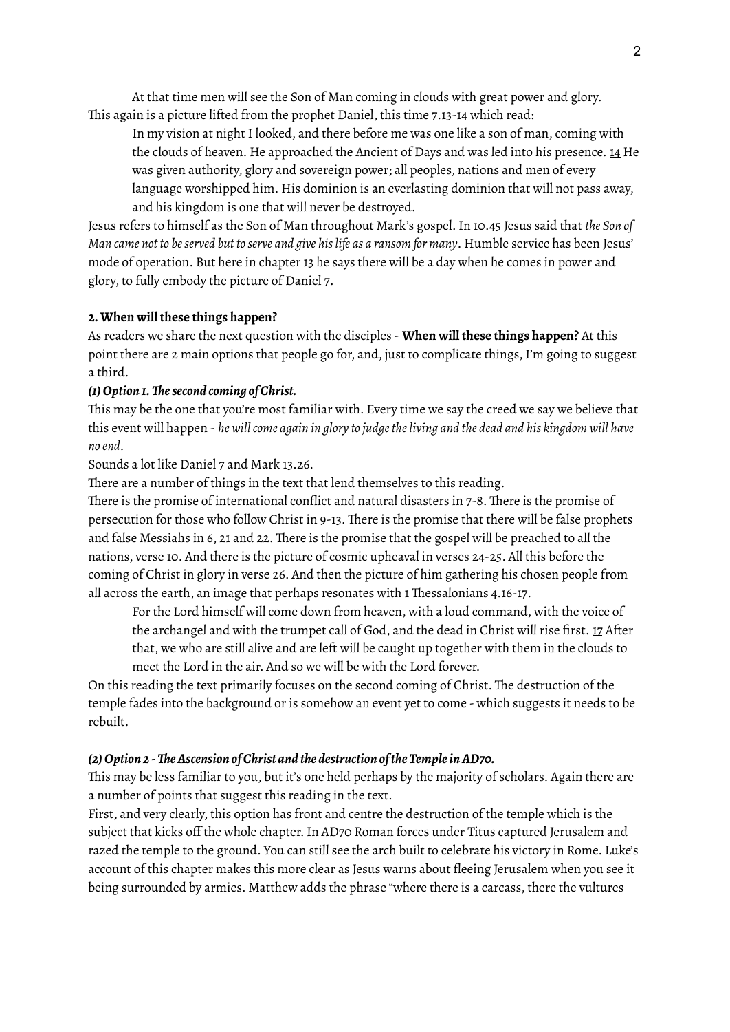At that time men will see the Son of Man coming in clouds with great power and glory. This again is a picture lifted from the prophet Daniel, this time 7.13-14 which read:

> In my vision at night I looked, and there before me was one like a son of man, coming with the clouds of heaven. He approached the Ancient of Days and was led into his presence. 14 He was given authority, glory and sovereign power; all peoples, nations and men of every language worshipped him. His dominion is an everlasting dominion that will not pass away, and his kingdom is one that will never be destroyed.

Jesus refers to himself as the Son of Man throughout Mark's gospel. In 10.45 Jesus said that *the Son of Man came not to be served but to serve and give his life as a ransom for many*. Humble service has been Jesus' mode of operation. But here in chapter 13 he says there will be a day when he comes in power and glory, to fully embody the picture of Daniel 7.

**2. When will these things happen?**

As readers we share the next question with the disciples - **When will these things happen?** At this point there are 2 main options that people go for, and, just to complicate things, I'm going to suggest a third.

***(1) Option 1. The second coming of Christ.***

This may be the one that you're most familiar with. Every time we say the creed we say we believe that this event will happen - *he will come again in glory to judge the living and the dead and his kingdom will have no end*.

Sounds a lot like Daniel 7 and Mark 13.26.

There are a number of things in the text that lend themselves to this reading.

There is the promise of international conflict and natural disasters in 7-8. There is the promise of persecution for those who follow Christ in 9-13. There is the promise that there will be false prophets and false Messiahs in 6, 21 and 22. There is the promise that the gospel will be preached to all the nations, verse 10. And there is the picture of cosmic upheaval in verses 24-25. All this before the coming of Christ in glory in verse 26. And then the picture of him gathering his chosen people from all across the earth, an image that perhaps resonates with 1 Thessalonians 4.16-17.

> For the Lord himself will come down from heaven, with a loud command, with the voice of the archangel and with the trumpet call of God, and the dead in Christ will rise first. 17 After that, we who are still alive and are left will be caught up together with them in the clouds to meet the Lord in the air. And so we will be with the Lord forever.

On this reading the text primarily focuses on the second coming of Christ. The destruction of the temple fades into the background or is somehow an event yet to come - which suggests it needs to be rebuilt.

***(2) Option 2 - The Ascension of Christ and the destruction of the Temple in AD70.***

This may be less familiar to you, but it's one held perhaps by the majority of scholars. Again there are a number of points that suggest this reading in the text.

First, and very clearly, this option has front and centre the destruction of the temple which is the subject that kicks off the whole chapter. In AD70 Roman forces under Titus captured Jerusalem and razed the temple to the ground. You can still see the arch built to celebrate his victory in Rome. Luke's account of this chapter makes this more clear as Jesus warns about fleeing Jerusalem when you see it being surrounded by armies. Matthew adds the phrase "where there is a carcass, there the vultures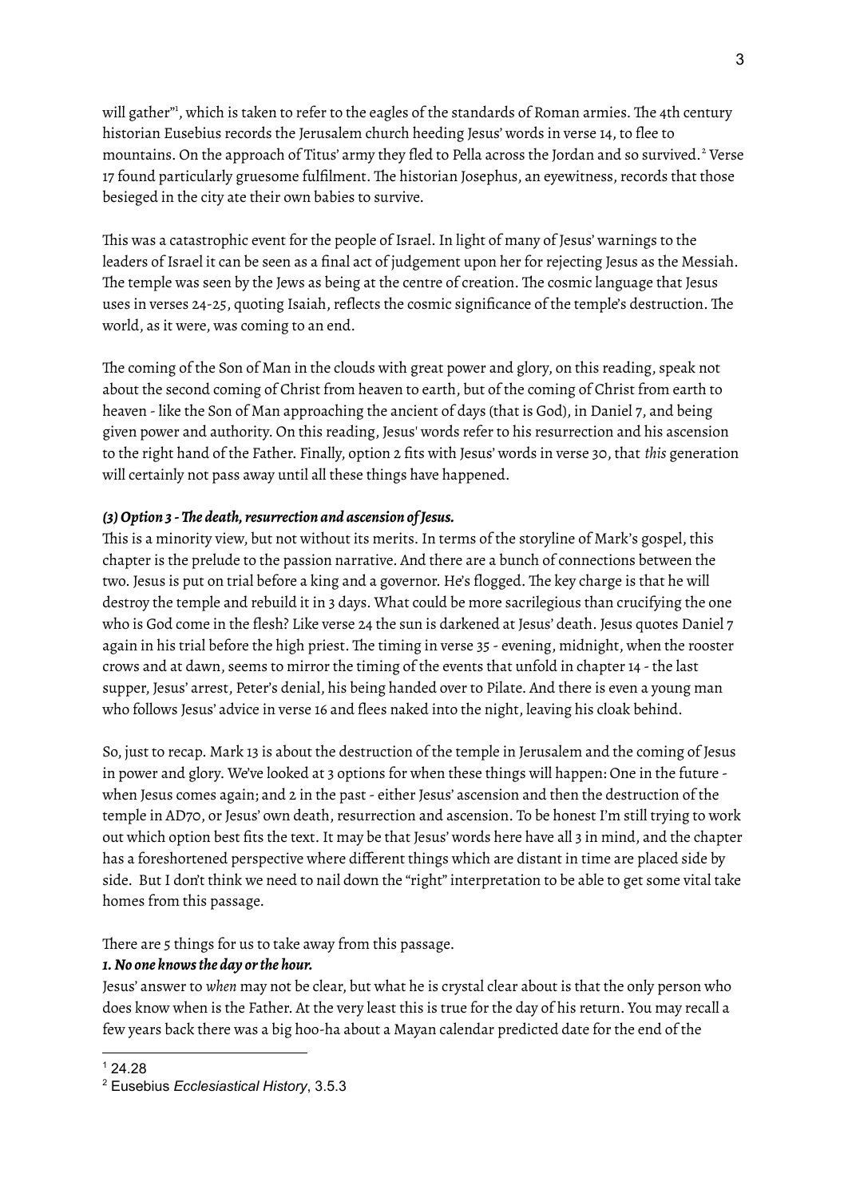will gather"[1], which is taken to refer to the eagles of the standards of Roman armies. The 4th century historian Eusebius records the Jerusalem church heeding Jesus' words in verse 14, to flee to mountains. On the approach of Titus' army they fled to Pella across the Jordan and so survived.[2] Verse 17 found particularly gruesome fulfilment. The historian Josephus, an eyewitness, records that those besieged in the city ate their own babies to survive.

This was a catastrophic event for the people of Israel. In light of many of Jesus' warnings to the leaders of Israel it can be seen as a final act of judgement upon her for rejecting Jesus as the Messiah. The temple was seen by the Jews as being at the centre of creation. The cosmic language that Jesus uses in verses 24-25, quoting Isaiah, reflects the cosmic significance of the temple's destruction. The world, as it were, was coming to an end.

The coming of the Son of Man in the clouds with great power and glory, on this reading, speak not about the second coming of Christ from heaven to earth, but of the coming of Christ from earth to heaven - like the Son of Man approaching the ancient of days (that is God), in Daniel 7, and being given power and authority. On this reading, Jesus' words refer to his resurrection and his ascension to the right hand of the Father. Finally, option 2 fits with Jesus' words in verse 30, that *this* generation will certainly not pass away until all these things have happened.

***(3) Option 3 - The death, resurrection and ascension of Jesus.***

This is a minority view, but not without its merits. In terms of the storyline of Mark's gospel, this chapter is the prelude to the passion narrative. And there are a bunch of connections between the two. Jesus is put on trial before a king and a governor. He's flogged. The key charge is that he will destroy the temple and rebuild it in 3 days. What could be more sacrilegious than crucifying the one who is God come in the flesh? Like verse 24 the sun is darkened at Jesus' death. Jesus quotes Daniel 7 again in his trial before the high priest. The timing in verse 35 - evening, midnight, when the rooster crows and at dawn, seems to mirror the timing of the events that unfold in chapter 14 - the last supper, Jesus' arrest, Peter's denial, his being handed over to Pilate. And there is even a young man who follows Jesus' advice in verse 16 and flees naked into the night, leaving his cloak behind.

So, just to recap. Mark 13 is about the destruction of the temple in Jerusalem and the coming of Jesus in power and glory. We've looked at 3 options for when these things will happen: One in the future - when Jesus comes again; and 2 in the past - either Jesus' ascension and then the destruction of the temple in AD70, or Jesus' own death, resurrection and ascension. To be honest I'm still trying to work out which option best fits the text. It may be that Jesus' words here have all 3 in mind, and the chapter has a foreshortened perspective where different things which are distant in time are placed side by side. But I don't think we need to nail down the "right" interpretation to be able to get some vital take homes from this passage.

There are 5 things for us to take away from this passage.

***1. No one knows the day or the hour.***

Jesus' answer to *when* may not be clear, but what he is crystal clear about is that the only person who does know when is the Father. At the very least this is true for the day of his return. You may recall a few years back there was a big hoo-ha about a Mayan calendar predicted date for the end of the

[1] 24.28

[2] Eusebius *Ecclesiastical History*, 3.5.3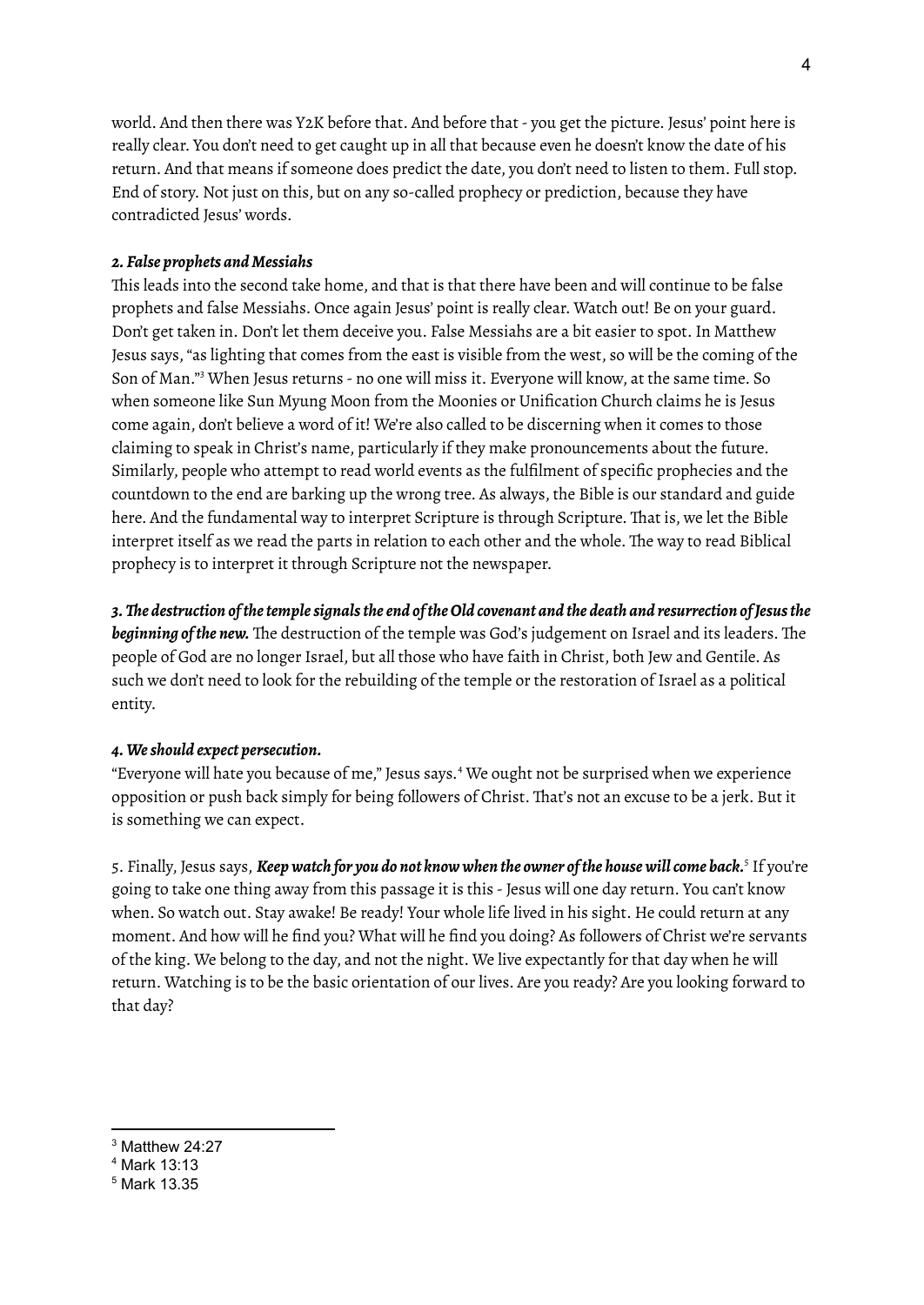world. And then there was Y2K before that. And before that - you get the picture. Jesus' point here is really clear. You don't need to get caught up in all that because even he doesn't know the date of his return. And that means if someone does predict the date, you don't need to listen to them. Full stop. End of story. Not just on this, but on any so-called prophecy or prediction, because they have contradicted Jesus' words.

***2. False prophets and Messiahs***

This leads into the second take home, and that is that there have been and will continue to be false prophets and false Messiahs. Once again Jesus' point is really clear. Watch out! Be on your guard. Don't get taken in. Don't let them deceive you. False Messiahs are a bit easier to spot. In Matthew Jesus says, "as lighting that comes from the east is visible from the west, so will be the coming of the Son of Man."[3] When Jesus returns - no one will miss it. Everyone will know, at the same time. So when someone like Sun Myung Moon from the Moonies or Unification Church claims he is Jesus come again, don't believe a word of it! We're also called to be discerning when it comes to those claiming to speak in Christ's name, particularly if they make pronouncements about the future. Similarly, people who attempt to read world events as the fulfilment of specific prophecies and the countdown to the end are barking up the wrong tree. As always, the Bible is our standard and guide here. And the fundamental way to interpret Scripture is through Scripture. That is, we let the Bible interpret itself as we read the parts in relation to each other and the whole. The way to read Biblical prophecy is to interpret it through Scripture not the newspaper.

***3. The destruction of the temple signals the end of the Old covenant and the death and resurrection of Jesus the beginning of the new.*** The destruction of the temple was God's judgement on Israel and its leaders. The people of God are no longer Israel, but all those who have faith in Christ, both Jew and Gentile. As such we don't need to look for the rebuilding of the temple or the restoration of Israel as a political entity.

***4. We should expect persecution.***

"Everyone will hate you because of me," Jesus says.[4] We ought not be surprised when we experience opposition or push back simply for being followers of Christ. That's not an excuse to be a jerk. But it is something we can expect.

5. Finally, Jesus says, ***Keep watch for you do not know when the owner of the house will come back.***[5] If you're going to take one thing away from this passage it is this - Jesus will one day return. You can't know when. So watch out. Stay awake! Be ready! Your whole life lived in his sight. He could return at any moment. And how will he find you? What will he find you doing? As followers of Christ we're servants of the king. We belong to the day, and not the night. We live expectantly for that day when he will return. Watching is to be the basic orientation of our lives. Are you ready? Are you looking forward to that day?

---

[3] Matthew 24:27

[4] Mark 13:13

[5] Mark 13.35